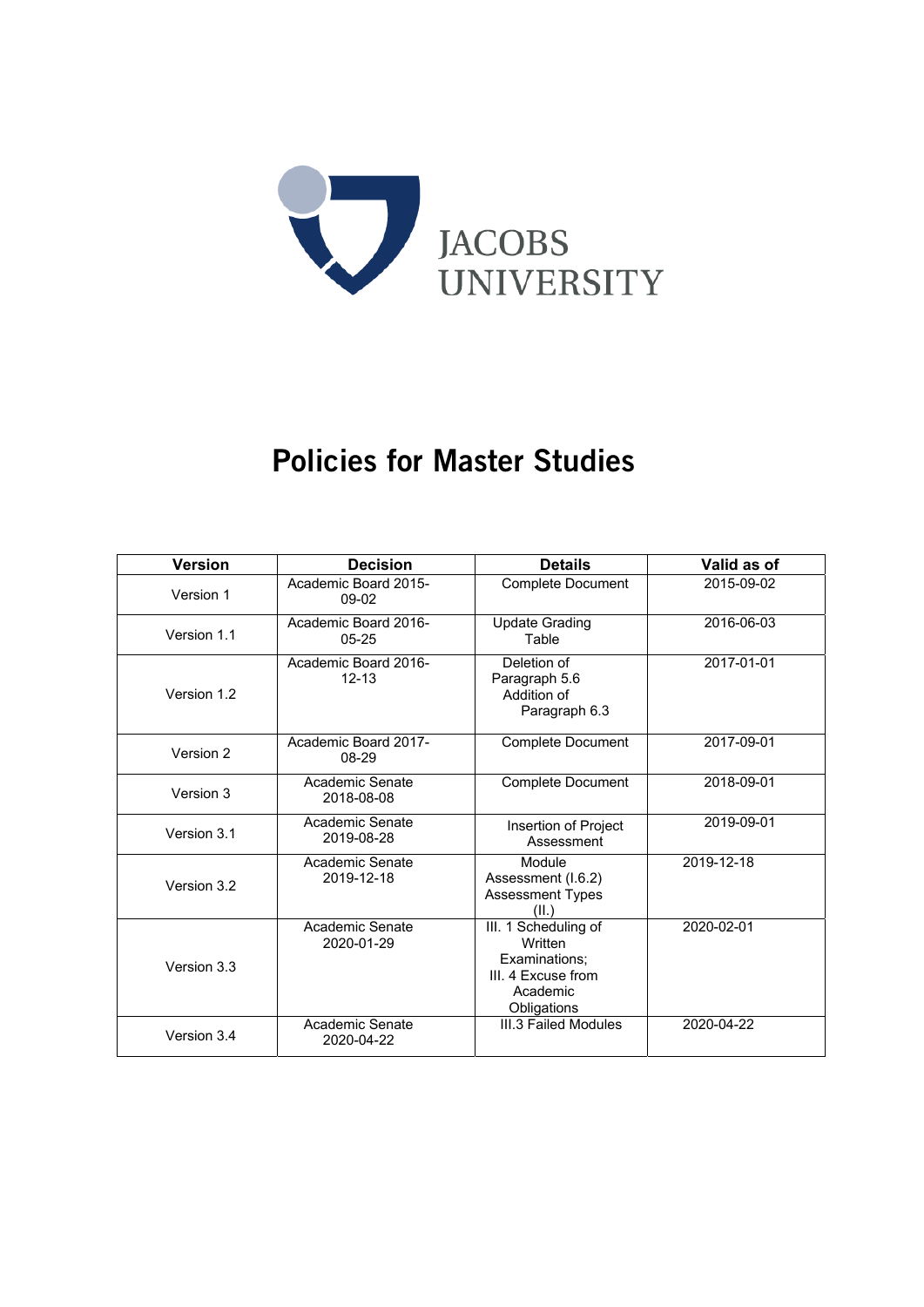JACOBS UNIVERSITY

# Policies for Master Studies

| Version | Decision | Details | Valid as of |
|---|---|---|---|
| Version 1 | Academic Board 2015-09-02 | Complete Document | 2015-09-02 |
| Version 1.1 | Academic Board 2016-05-25 | Update Grading Table | 2016-06-03 |
| Version 1.2 | Academic Board 2016-12-13 | Deletion of Paragraph 5.6 Addition of Paragraph 6.3 | 2017-01-01 |
| Version 2 | Academic Board 2017-08-29 | Complete Document | 2017-09-01 |
| Version 3 | Academic Senate 2018-08-08 | Complete Document | 2018-09-01 |
| Version 3.1 | Academic Senate 2019-08-28 | Insertion of Project Assessment | 2019-09-01 |
| Version 3.2 | Academic Senate 2019-12-18 | Module Assessment (I.6.2) Assessment Types (II.) | 2019-12-18 |
| Version 3.3 | Academic Senate 2020-01-29 | III. 1 Scheduling of Written Examinations; III. 4 Excuse from Academic Obligations | 2020-02-01 |
| Version 3.4 | Academic Senate 2020-04-22 | III.3 Failed Modules | 2020-04-22 |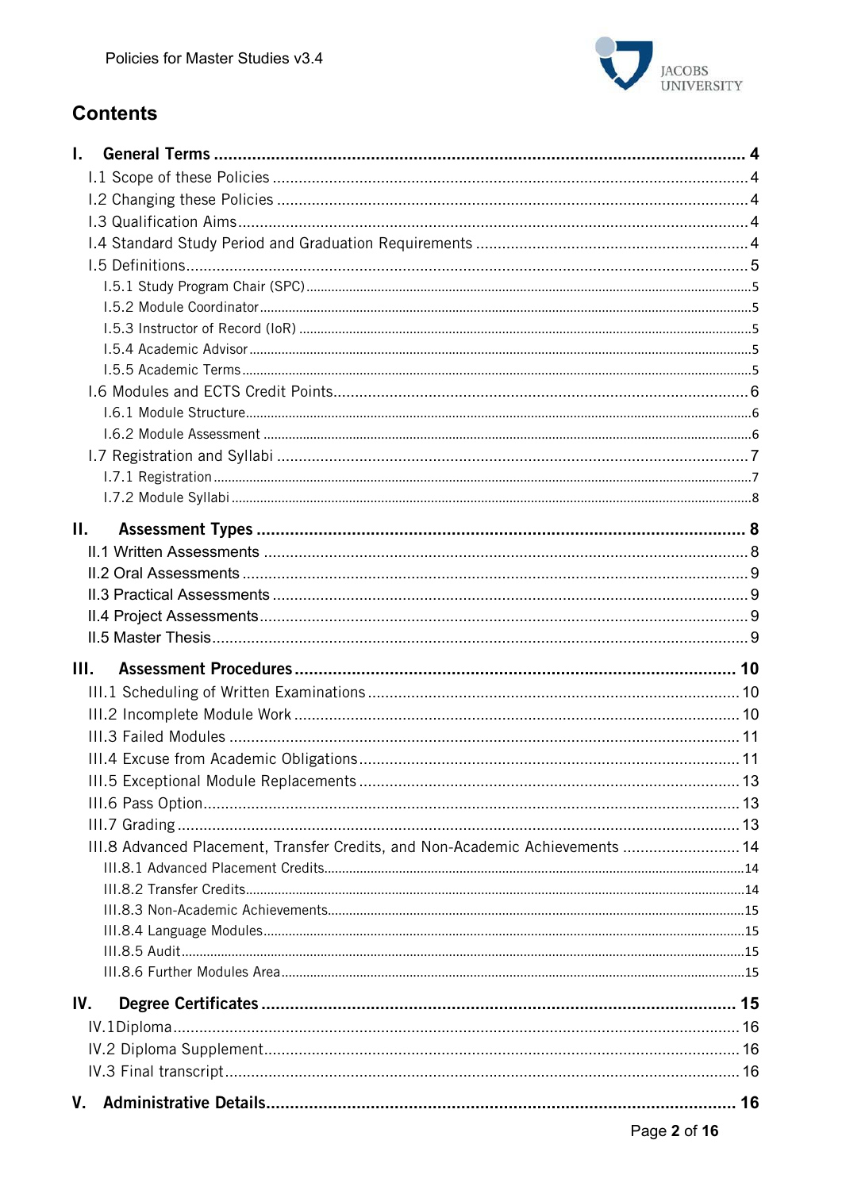# Contents

**I. General Terms** ........ **4**

- I.1 Scope of these Policies ........ 4
- I.2 Changing these Policies ........ 4
- I.3 Qualification Aims ........ 4
- I.4 Standard Study Period and Graduation Requirements ........ 4
- I.5 Definitions ........ 5
  - I.5.1 Study Program Chair (SPC) ........ 5
  - I.5.2 Module Coordinator ........ 5
  - I.5.3 Instructor of Record (IoR) ........ 5
  - I.5.4 Academic Advisor ........ 5
  - I.5.5 Academic Terms ........ 5
- I.6 Modules and ECTS Credit Points ........ 6
  - I.6.1 Module Structure ........ 6
  - I.6.2 Module Assessment ........ 6
- I.7 Registration and Syllabi ........ 7
  - I.7.1 Registration ........ 7
  - I.7.2 Module Syllabi ........ 8

**II. Assessment Types** ........ **8**

- II.1 Written Assessments ........ 8
- II.2 Oral Assessments ........ 9
- II.3 Practical Assessments ........ 9
- II.4 Project Assessments ........ 9
- II.5 Master Thesis ........ 9

**III. Assessment Procedures** ........ **10**

- III.1 Scheduling of Written Examinations ........ 10
- III.2 Incomplete Module Work ........ 10
- III.3 Failed Modules ........ 11
- III.4 Excuse from Academic Obligations ........ 11
- III.5 Exceptional Module Replacements ........ 13
- III.6 Pass Option ........ 13
- III.7 Grading ........ 13
- III.8 Advanced Placement, Transfer Credits, and Non-Academic Achievements ........ 14
  - III.8.1 Advanced Placement Credits ........ 14
  - III.8.2 Transfer Credits ........ 14
  - III.8.3 Non-Academic Achievements ........ 15
  - III.8.4 Language Modules ........ 15
  - III.8.5 Audit ........ 15
  - III.8.6 Further Modules Area ........ 15

**IV. Degree Certificates** ........ **15**

- IV.1 Diploma ........ 16
- IV.2 Diploma Supplement ........ 16
- IV.3 Final transcript ........ 16

**V. Administrative Details** ........ **16**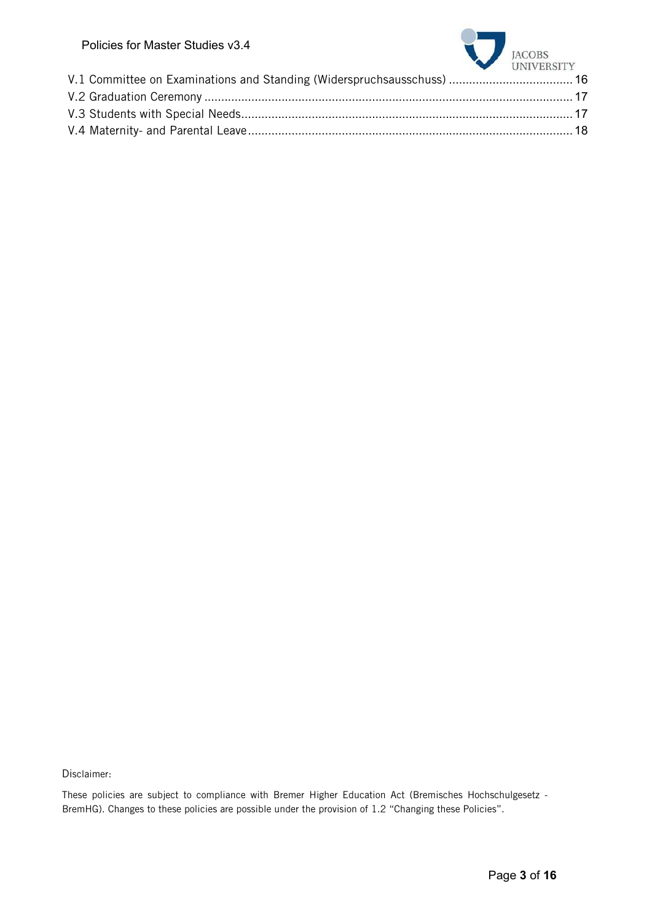V.1 Committee on Examinations and Standing (Widerspruchsausschuss) ..................................... 16
V.2 Graduation Ceremony ............................................................................................................. 17
V.3 Students with Special Needs................................................................................................... 17
V.4 Maternity- and Parental Leave ................................................................................................ 18

Disclaimer:

These policies are subject to compliance with Bremer Higher Education Act (Bremisches Hochschulgesetz - BremHG). Changes to these policies are possible under the provision of 1.2 "Changing these Policies".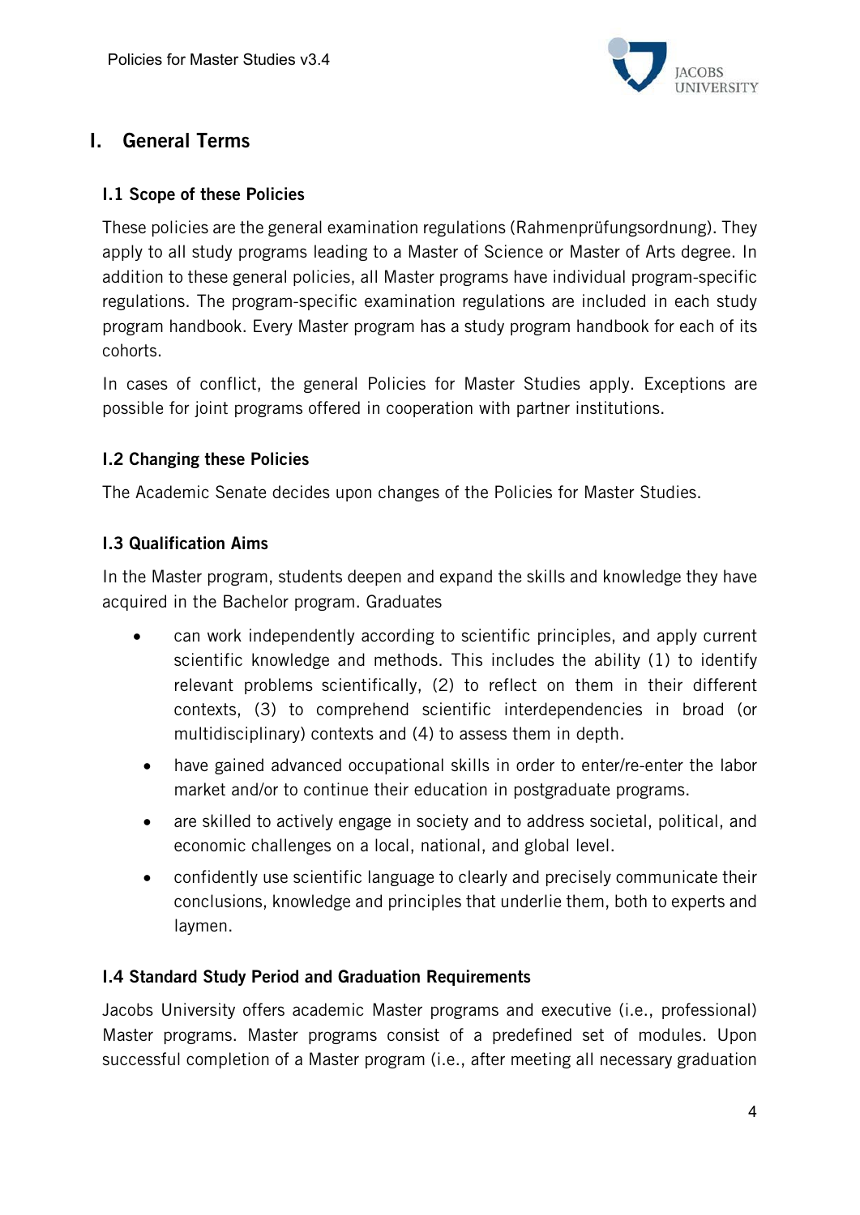# I. General Terms

## I.1 Scope of these Policies

These policies are the general examination regulations (Rahmenprüfungsordnung). They apply to all study programs leading to a Master of Science or Master of Arts degree. In addition to these general policies, all Master programs have individual program-specific regulations. The program-specific examination regulations are included in each study program handbook. Every Master program has a study program handbook for each of its cohorts.

In cases of conflict, the general Policies for Master Studies apply. Exceptions are possible for joint programs offered in cooperation with partner institutions.

## I.2 Changing these Policies

The Academic Senate decides upon changes of the Policies for Master Studies.

## I.3 Qualification Aims

In the Master program, students deepen and expand the skills and knowledge they have acquired in the Bachelor program. Graduates

- can work independently according to scientific principles, and apply current scientific knowledge and methods. This includes the ability (1) to identify relevant problems scientifically, (2) to reflect on them in their different contexts, (3) to comprehend scientific interdependencies in broad (or multidisciplinary) contexts and (4) to assess them in depth.
- have gained advanced occupational skills in order to enter/re-enter the labor market and/or to continue their education in postgraduate programs.
- are skilled to actively engage in society and to address societal, political, and economic challenges on a local, national, and global level.
- confidently use scientific language to clearly and precisely communicate their conclusions, knowledge and principles that underlie them, both to experts and laymen.

## I.4 Standard Study Period and Graduation Requirements

Jacobs University offers academic Master programs and executive (i.e., professional) Master programs. Master programs consist of a predefined set of modules. Upon successful completion of a Master program (i.e., after meeting all necessary graduation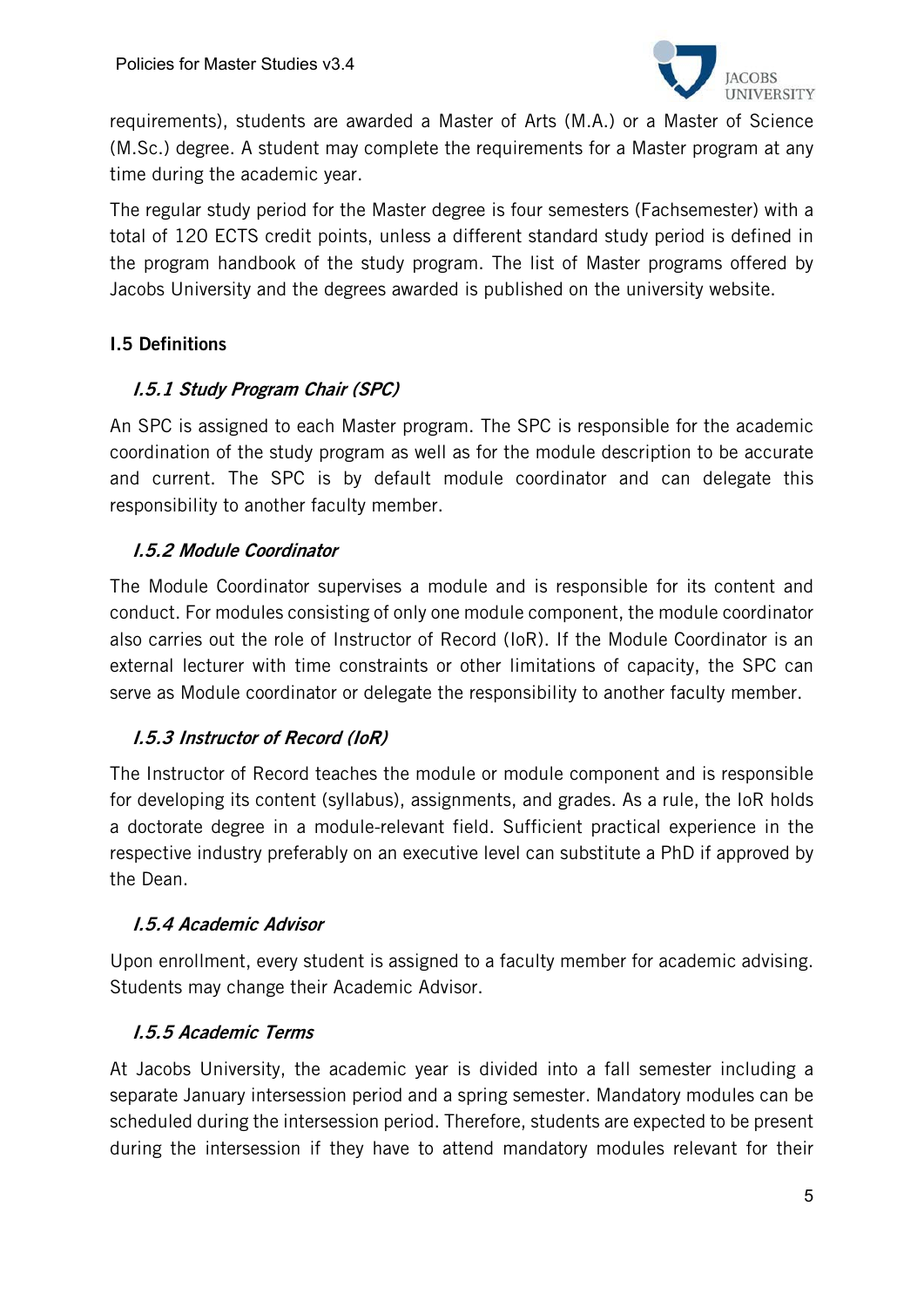requirements), students are awarded a Master of Arts (M.A.) or a Master of Science (M.Sc.) degree. A student may complete the requirements for a Master program at any time during the academic year.

The regular study period for the Master degree is four semesters (Fachsemester) with a total of 120 ECTS credit points, unless a different standard study period is defined in the program handbook of the study program. The list of Master programs offered by Jacobs University and the degrees awarded is published on the university website.

## I.5 Definitions

### *I.5.1 Study Program Chair (SPC)*

An SPC is assigned to each Master program. The SPC is responsible for the academic coordination of the study program as well as for the module description to be accurate and current. The SPC is by default module coordinator and can delegate this responsibility to another faculty member.

### *I.5.2 Module Coordinator*

The Module Coordinator supervises a module and is responsible for its content and conduct. For modules consisting of only one module component, the module coordinator also carries out the role of Instructor of Record (IoR). If the Module Coordinator is an external lecturer with time constraints or other limitations of capacity, the SPC can serve as Module coordinator or delegate the responsibility to another faculty member.

### *I.5.3 Instructor of Record (IoR)*

The Instructor of Record teaches the module or module component and is responsible for developing its content (syllabus), assignments, and grades. As a rule, the IoR holds a doctorate degree in a module-relevant field. Sufficient practical experience in the respective industry preferably on an executive level can substitute a PhD if approved by the Dean.

### *I.5.4 Academic Advisor*

Upon enrollment, every student is assigned to a faculty member for academic advising. Students may change their Academic Advisor.

### *I.5.5 Academic Terms*

At Jacobs University, the academic year is divided into a fall semester including a separate January intersession period and a spring semester. Mandatory modules can be scheduled during the intersession period. Therefore, students are expected to be present during the intersession if they have to attend mandatory modules relevant for their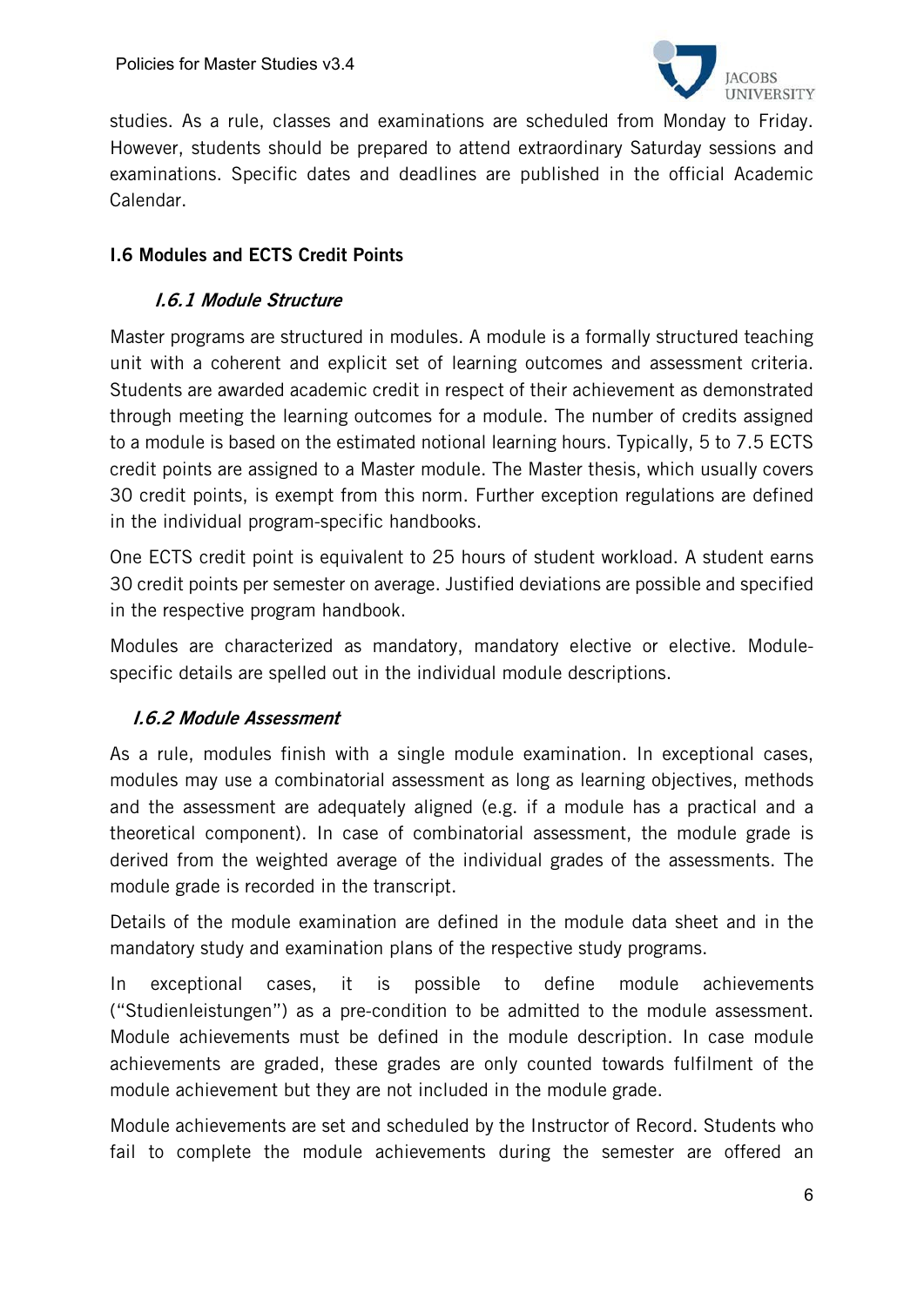studies. As a rule, classes and examinations are scheduled from Monday to Friday. However, students should be prepared to attend extraordinary Saturday sessions and examinations. Specific dates and deadlines are published in the official Academic Calendar.

## I.6 Modules and ECTS Credit Points

### *I.6.1 Module Structure*

Master programs are structured in modules. A module is a formally structured teaching unit with a coherent and explicit set of learning outcomes and assessment criteria. Students are awarded academic credit in respect of their achievement as demonstrated through meeting the learning outcomes for a module. The number of credits assigned to a module is based on the estimated notional learning hours. Typically, 5 to 7.5 ECTS credit points are assigned to a Master module. The Master thesis, which usually covers 30 credit points, is exempt from this norm. Further exception regulations are defined in the individual program-specific handbooks.

One ECTS credit point is equivalent to 25 hours of student workload. A student earns 30 credit points per semester on average. Justified deviations are possible and specified in the respective program handbook.

Modules are characterized as mandatory, mandatory elective or elective. Module-specific details are spelled out in the individual module descriptions.

### *I.6.2 Module Assessment*

As a rule, modules finish with a single module examination. In exceptional cases, modules may use a combinatorial assessment as long as learning objectives, methods and the assessment are adequately aligned (e.g. if a module has a practical and a theoretical component). In case of combinatorial assessment, the module grade is derived from the weighted average of the individual grades of the assessments. The module grade is recorded in the transcript.

Details of the module examination are defined in the module data sheet and in the mandatory study and examination plans of the respective study programs.

In exceptional cases, it is possible to define module achievements ("Studienleistungen") as a pre-condition to be admitted to the module assessment. Module achievements must be defined in the module description. In case module achievements are graded, these grades are only counted towards fulfilment of the module achievement but they are not included in the module grade.

Module achievements are set and scheduled by the Instructor of Record. Students who fail to complete the module achievements during the semester are offered an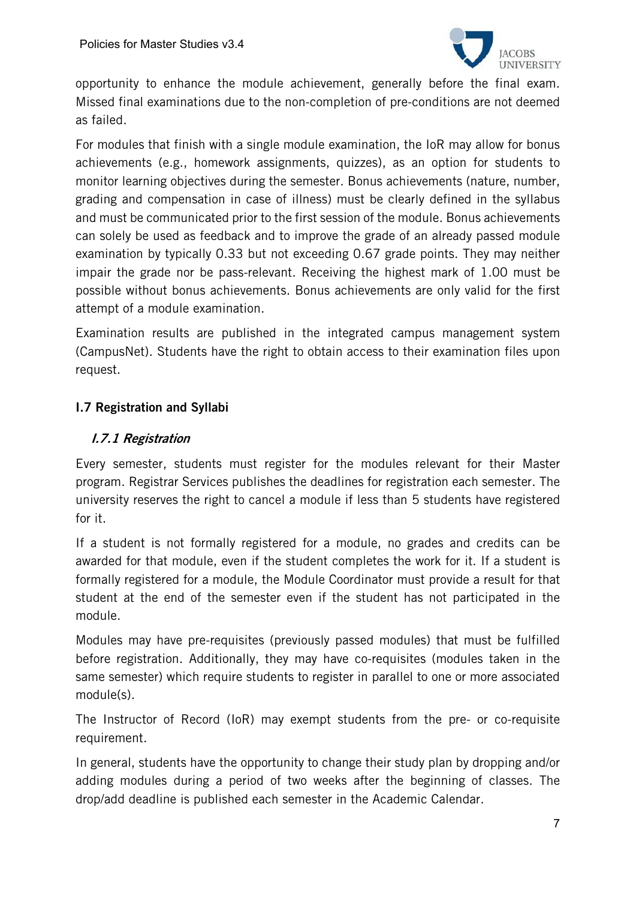opportunity to enhance the module achievement, generally before the final exam. Missed final examinations due to the non-completion of pre-conditions are not deemed as failed.

For modules that finish with a single module examination, the IoR may allow for bonus achievements (e.g., homework assignments, quizzes), as an option for students to monitor learning objectives during the semester. Bonus achievements (nature, number, grading and compensation in case of illness) must be clearly defined in the syllabus and must be communicated prior to the first session of the module. Bonus achievements can solely be used as feedback and to improve the grade of an already passed module examination by typically 0.33 but not exceeding 0.67 grade points. They may neither impair the grade nor be pass-relevant. Receiving the highest mark of 1.00 must be possible without bonus achievements. Bonus achievements are only valid for the first attempt of a module examination.

Examination results are published in the integrated campus management system (CampusNet). Students have the right to obtain access to their examination files upon request.

## I.7 Registration and Syllabi

### *I.7.1 Registration*

Every semester, students must register for the modules relevant for their Master program. Registrar Services publishes the deadlines for registration each semester. The university reserves the right to cancel a module if less than 5 students have registered for it.

If a student is not formally registered for a module, no grades and credits can be awarded for that module, even if the student completes the work for it. If a student is formally registered for a module, the Module Coordinator must provide a result for that student at the end of the semester even if the student has not participated in the module.

Modules may have pre-requisites (previously passed modules) that must be fulfilled before registration. Additionally, they may have co-requisites (modules taken in the same semester) which require students to register in parallel to one or more associated module(s).

The Instructor of Record (IoR) may exempt students from the pre- or co-requisite requirement.

In general, students have the opportunity to change their study plan by dropping and/or adding modules during a period of two weeks after the beginning of classes. The drop/add deadline is published each semester in the Academic Calendar.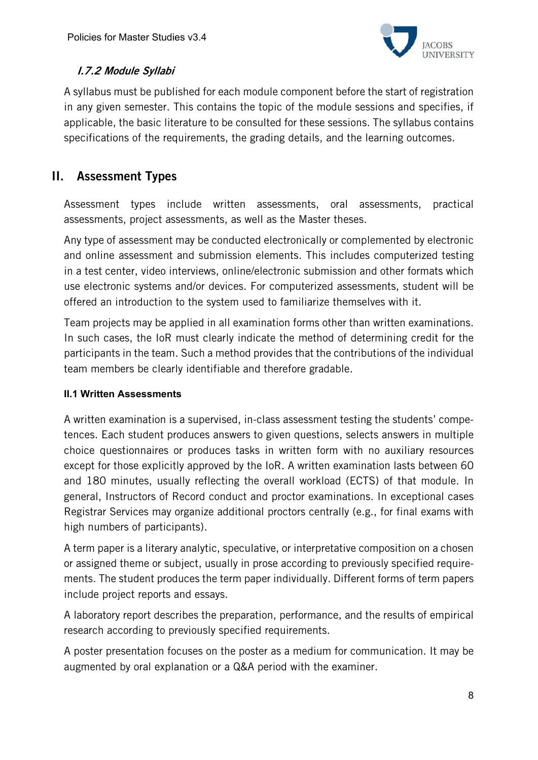#### *I.7.2 Module Syllabi*

A syllabus must be published for each module component before the start of registration in any given semester. This contains the topic of the module sessions and specifies, if applicable, the basic literature to be consulted for these sessions. The syllabus contains specifications of the requirements, the grading details, and the learning outcomes.

## II. Assessment Types

Assessment types include written assessments, oral assessments, practical assessments, project assessments, as well as the Master theses.

Any type of assessment may be conducted electronically or complemented by electronic and online assessment and submission elements. This includes computerized testing in a test center, video interviews, online/electronic submission and other formats which use electronic systems and/or devices. For computerized assessments, student will be offered an introduction to the system used to familiarize themselves with it.

Team projects may be applied in all examination forms other than written examinations. In such cases, the IoR must clearly indicate the method of determining credit for the participants in the team. Such a method provides that the contributions of the individual team members be clearly identifiable and therefore gradable.

### II.1 Written Assessments

A written examination is a supervised, in-class assessment testing the students' competences. Each student produces answers to given questions, selects answers in multiple choice questionnaires or produces tasks in written form with no auxiliary resources except for those explicitly approved by the IoR. A written examination lasts between 60 and 180 minutes, usually reflecting the overall workload (ECTS) of that module. In general, Instructors of Record conduct and proctor examinations. In exceptional cases Registrar Services may organize additional proctors centrally (e.g., for final exams with high numbers of participants).

A term paper is a literary analytic, speculative, or interpretative composition on a chosen or assigned theme or subject, usually in prose according to previously specified requirements. The student produces the term paper individually. Different forms of term papers include project reports and essays.

A laboratory report describes the preparation, performance, and the results of empirical research according to previously specified requirements.

A poster presentation focuses on the poster as a medium for communication. It may be augmented by oral explanation or a Q&A period with the examiner.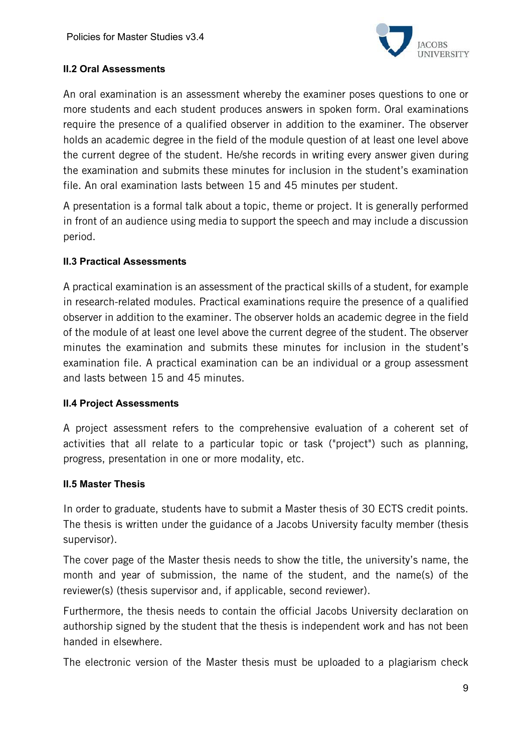#### II.2 Oral Assessments

An oral examination is an assessment whereby the examiner poses questions to one or more students and each student produces answers in spoken form. Oral examinations require the presence of a qualified observer in addition to the examiner. The observer holds an academic degree in the field of the module question of at least one level above the current degree of the student. He/she records in writing every answer given during the examination and submits these minutes for inclusion in the student's examination file. An oral examination lasts between 15 and 45 minutes per student.

A presentation is a formal talk about a topic, theme or project. It is generally performed in front of an audience using media to support the speech and may include a discussion period.

#### II.3 Practical Assessments

A practical examination is an assessment of the practical skills of a student, for example in research-related modules. Practical examinations require the presence of a qualified observer in addition to the examiner. The observer holds an academic degree in the field of the module of at least one level above the current degree of the student. The observer minutes the examination and submits these minutes for inclusion in the student's examination file. A practical examination can be an individual or a group assessment and lasts between 15 and 45 minutes.

#### II.4 Project Assessments

A project assessment refers to the comprehensive evaluation of a coherent set of activities that all relate to a particular topic or task ("project") such as planning, progress, presentation in one or more modality, etc.

#### II.5 Master Thesis

In order to graduate, students have to submit a Master thesis of 30 ECTS credit points. The thesis is written under the guidance of a Jacobs University faculty member (thesis supervisor).

The cover page of the Master thesis needs to show the title, the university's name, the month and year of submission, the name of the student, and the name(s) of the reviewer(s) (thesis supervisor and, if applicable, second reviewer).

Furthermore, the thesis needs to contain the official Jacobs University declaration on authorship signed by the student that the thesis is independent work and has not been handed in elsewhere.

The electronic version of the Master thesis must be uploaded to a plagiarism check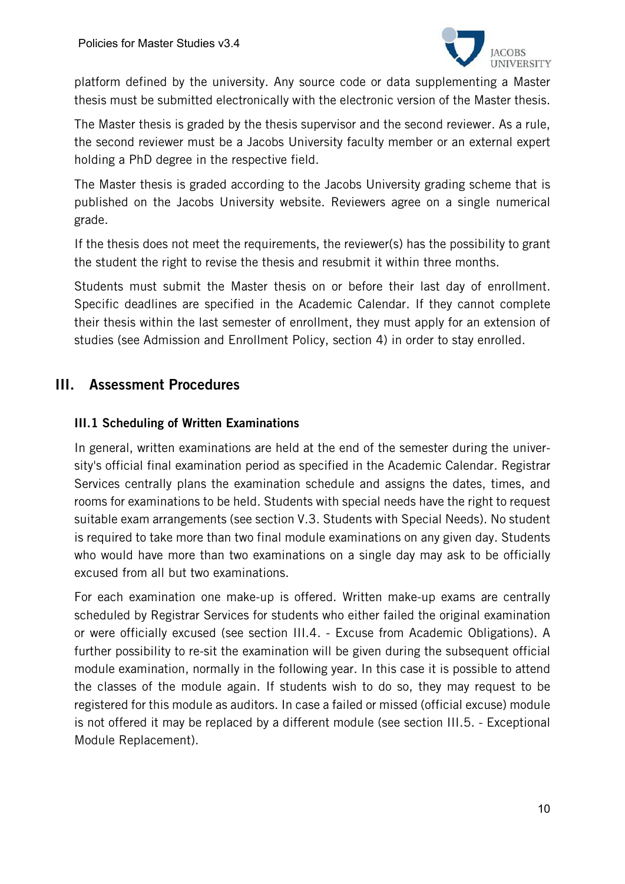platform defined by the university. Any source code or data supplementing a Master thesis must be submitted electronically with the electronic version of the Master thesis.

The Master thesis is graded by the thesis supervisor and the second reviewer. As a rule, the second reviewer must be a Jacobs University faculty member or an external expert holding a PhD degree in the respective field.

The Master thesis is graded according to the Jacobs University grading scheme that is published on the Jacobs University website. Reviewers agree on a single numerical grade.

If the thesis does not meet the requirements, the reviewer(s) has the possibility to grant the student the right to revise the thesis and resubmit it within three months.

Students must submit the Master thesis on or before their last day of enrollment. Specific deadlines are specified in the Academic Calendar. If they cannot complete their thesis within the last semester of enrollment, they must apply for an extension of studies (see Admission and Enrollment Policy, section 4) in order to stay enrolled.

## III. Assessment Procedures

### III.1 Scheduling of Written Examinations

In general, written examinations are held at the end of the semester during the university's official final examination period as specified in the Academic Calendar. Registrar Services centrally plans the examination schedule and assigns the dates, times, and rooms for examinations to be held. Students with special needs have the right to request suitable exam arrangements (see section V.3. Students with Special Needs). No student is required to take more than two final module examinations on any given day. Students who would have more than two examinations on a single day may ask to be officially excused from all but two examinations.

For each examination one make-up is offered. Written make-up exams are centrally scheduled by Registrar Services for students who either failed the original examination or were officially excused (see section III.4. - Excuse from Academic Obligations). A further possibility to re-sit the examination will be given during the subsequent official module examination, normally in the following year. In this case it is possible to attend the classes of the module again. If students wish to do so, they may request to be registered for this module as auditors. In case a failed or missed (official excuse) module is not offered it may be replaced by a different module (see section III.5. - Exceptional Module Replacement).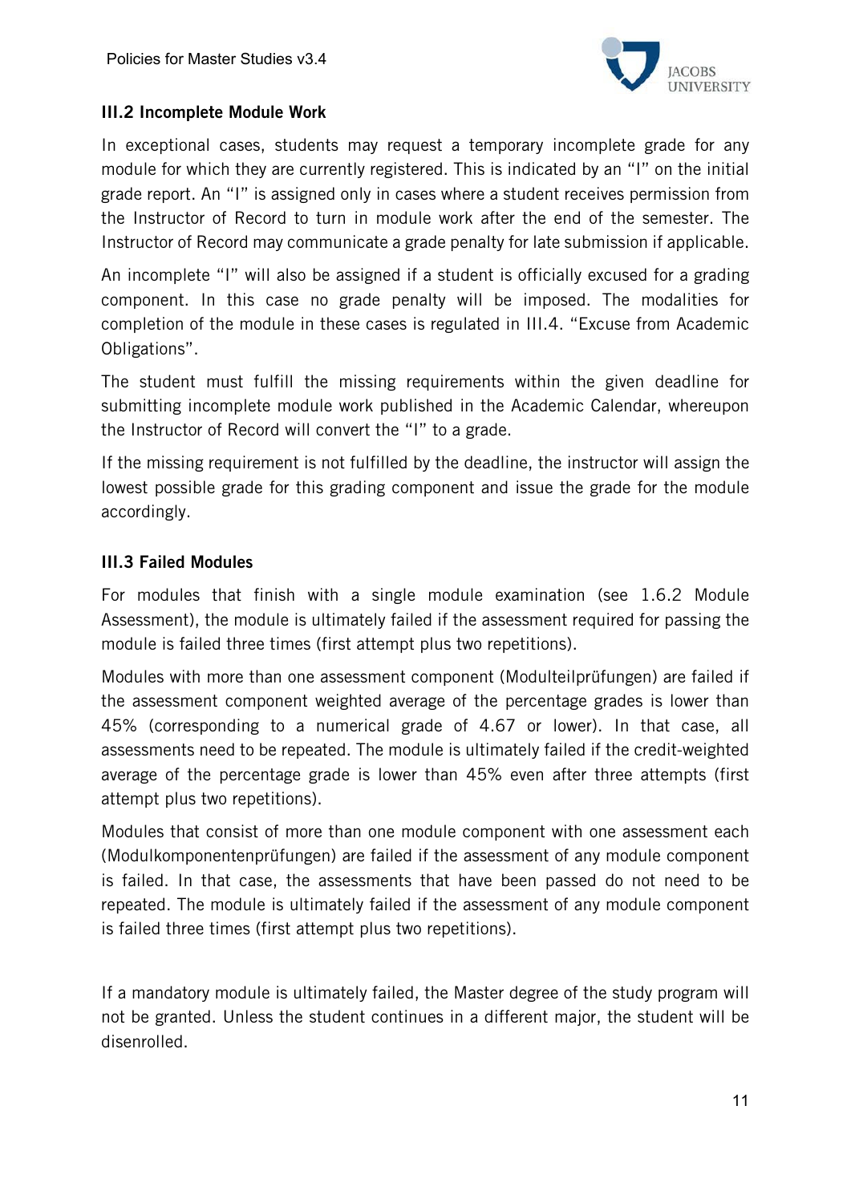### III.2 Incomplete Module Work

In exceptional cases, students may request a temporary incomplete grade for any module for which they are currently registered. This is indicated by an "I" on the initial grade report. An "I" is assigned only in cases where a student receives permission from the Instructor of Record to turn in module work after the end of the semester. The Instructor of Record may communicate a grade penalty for late submission if applicable.

An incomplete "I" will also be assigned if a student is officially excused for a grading component. In this case no grade penalty will be imposed. The modalities for completion of the module in these cases is regulated in III.4. "Excuse from Academic Obligations".

The student must fulfill the missing requirements within the given deadline for submitting incomplete module work published in the Academic Calendar, whereupon the Instructor of Record will convert the "I" to a grade.

If the missing requirement is not fulfilled by the deadline, the instructor will assign the lowest possible grade for this grading component and issue the grade for the module accordingly.

### III.3 Failed Modules

For modules that finish with a single module examination (see 1.6.2 Module Assessment), the module is ultimately failed if the assessment required for passing the module is failed three times (first attempt plus two repetitions).

Modules with more than one assessment component (Modulteilprüfungen) are failed if the assessment component weighted average of the percentage grades is lower than 45% (corresponding to a numerical grade of 4.67 or lower). In that case, all assessments need to be repeated. The module is ultimately failed if the credit-weighted average of the percentage grade is lower than 45% even after three attempts (first attempt plus two repetitions).

Modules that consist of more than one module component with one assessment each (Modulkomponentenprüfungen) are failed if the assessment of any module component is failed. In that case, the assessments that have been passed do not need to be repeated. The module is ultimately failed if the assessment of any module component is failed three times (first attempt plus two repetitions).

If a mandatory module is ultimately failed, the Master degree of the study program will not be granted. Unless the student continues in a different major, the student will be disenrolled.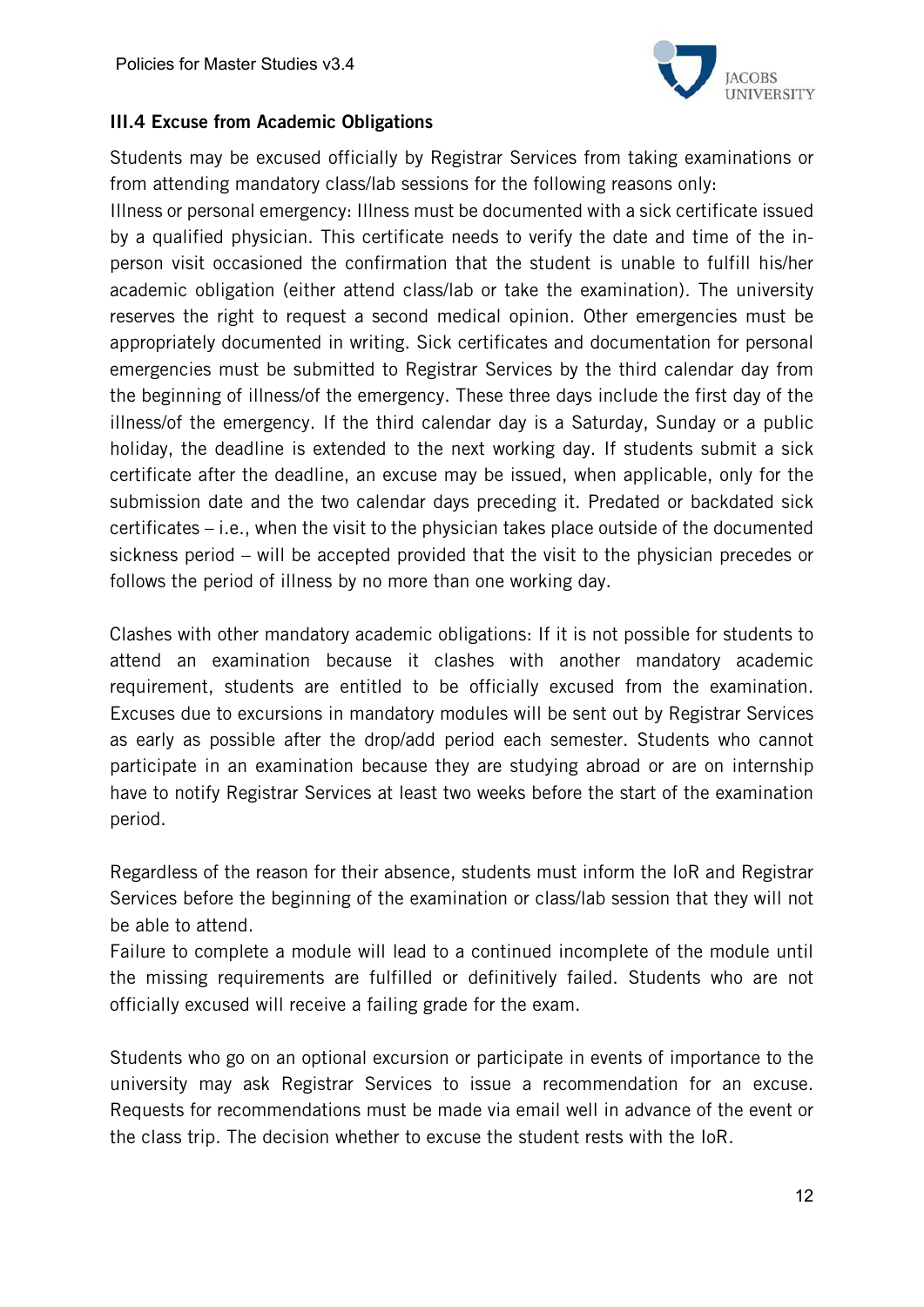### III.4 Excuse from Academic Obligations

Students may be excused officially by Registrar Services from taking examinations or from attending mandatory class/lab sessions for the following reasons only:

Illness or personal emergency: Illness must be documented with a sick certificate issued by a qualified physician. This certificate needs to verify the date and time of the in-person visit occasioned the confirmation that the student is unable to fulfill his/her academic obligation (either attend class/lab or take the examination). The university reserves the right to request a second medical opinion. Other emergencies must be appropriately documented in writing. Sick certificates and documentation for personal emergencies must be submitted to Registrar Services by the third calendar day from the beginning of illness/of the emergency. These three days include the first day of the illness/of the emergency. If the third calendar day is a Saturday, Sunday or a public holiday, the deadline is extended to the next working day. If students submit a sick certificate after the deadline, an excuse may be issued, when applicable, only for the submission date and the two calendar days preceding it. Predated or backdated sick certificates – i.e., when the visit to the physician takes place outside of the documented sickness period – will be accepted provided that the visit to the physician precedes or follows the period of illness by no more than one working day.

Clashes with other mandatory academic obligations: If it is not possible for students to attend an examination because it clashes with another mandatory academic requirement, students are entitled to be officially excused from the examination. Excuses due to excursions in mandatory modules will be sent out by Registrar Services as early as possible after the drop/add period each semester. Students who cannot participate in an examination because they are studying abroad or are on internship have to notify Registrar Services at least two weeks before the start of the examination period.

Regardless of the reason for their absence, students must inform the IoR and Registrar Services before the beginning of the examination or class/lab session that they will not be able to attend.

Failure to complete a module will lead to a continued incomplete of the module until the missing requirements are fulfilled or definitively failed. Students who are not officially excused will receive a failing grade for the exam.

Students who go on an optional excursion or participate in events of importance to the university may ask Registrar Services to issue a recommendation for an excuse. Requests for recommendations must be made via email well in advance of the event or the class trip. The decision whether to excuse the student rests with the IoR.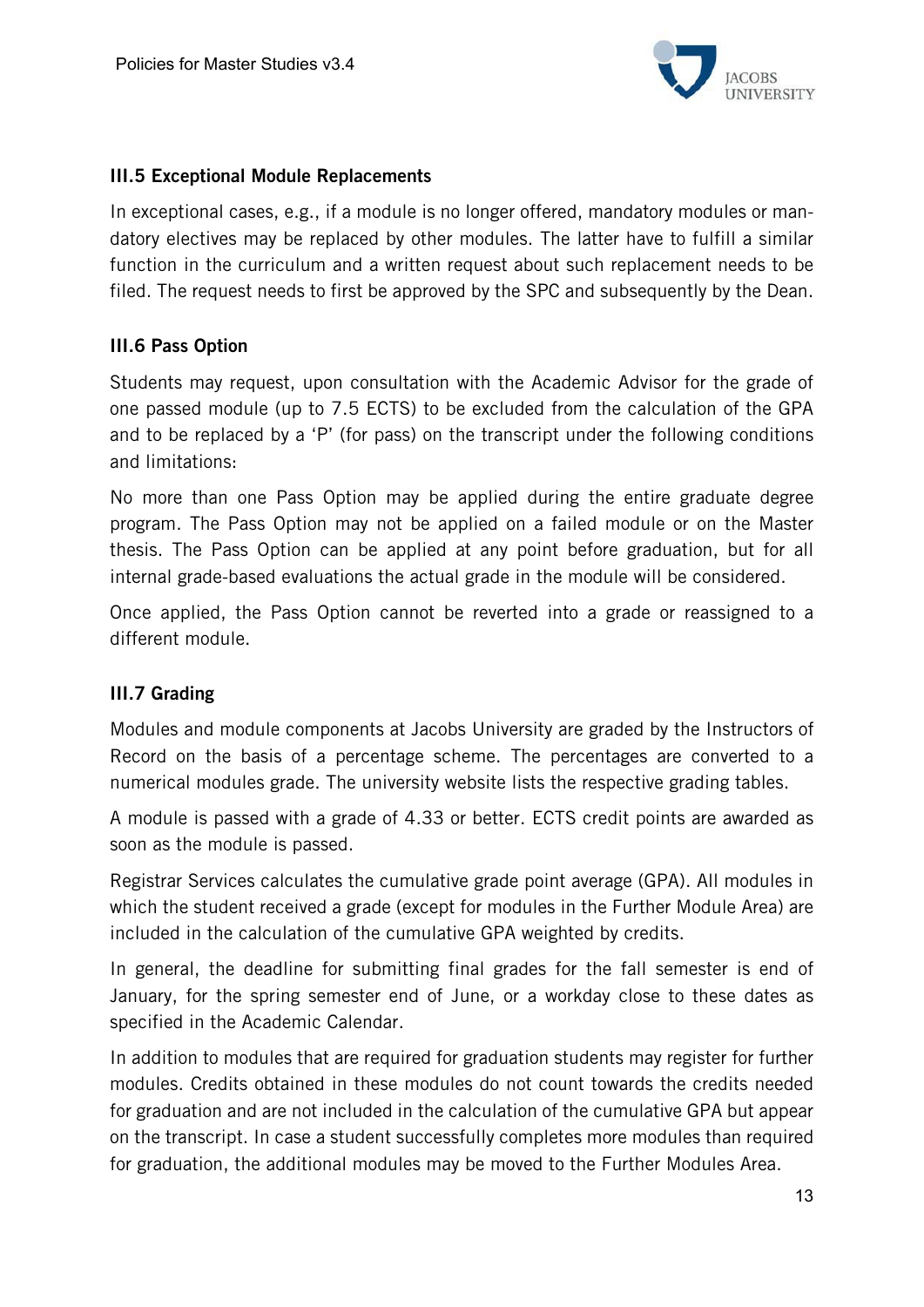### III.5 Exceptional Module Replacements

In exceptional cases, e.g., if a module is no longer offered, mandatory modules or mandatory electives may be replaced by other modules. The latter have to fulfill a similar function in the curriculum and a written request about such replacement needs to be filed. The request needs to first be approved by the SPC and subsequently by the Dean.

### III.6 Pass Option

Students may request, upon consultation with the Academic Advisor for the grade of one passed module (up to 7.5 ECTS) to be excluded from the calculation of the GPA and to be replaced by a 'P' (for pass) on the transcript under the following conditions and limitations:

No more than one Pass Option may be applied during the entire graduate degree program. The Pass Option may not be applied on a failed module or on the Master thesis. The Pass Option can be applied at any point before graduation, but for all internal grade-based evaluations the actual grade in the module will be considered.

Once applied, the Pass Option cannot be reverted into a grade or reassigned to a different module.

### III.7 Grading

Modules and module components at Jacobs University are graded by the Instructors of Record on the basis of a percentage scheme. The percentages are converted to a numerical modules grade. The university website lists the respective grading tables.

A module is passed with a grade of 4.33 or better. ECTS credit points are awarded as soon as the module is passed.

Registrar Services calculates the cumulative grade point average (GPA). All modules in which the student received a grade (except for modules in the Further Module Area) are included in the calculation of the cumulative GPA weighted by credits.

In general, the deadline for submitting final grades for the fall semester is end of January, for the spring semester end of June, or a workday close to these dates as specified in the Academic Calendar.

In addition to modules that are required for graduation students may register for further modules. Credits obtained in these modules do not count towards the credits needed for graduation and are not included in the calculation of the cumulative GPA but appear on the transcript. In case a student successfully completes more modules than required for graduation, the additional modules may be moved to the Further Modules Area.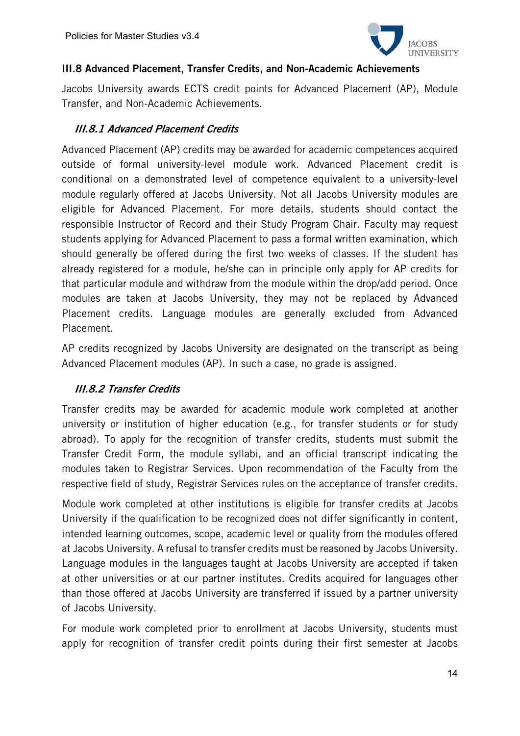### III.8 Advanced Placement, Transfer Credits, and Non-Academic Achievements

Jacobs University awards ECTS credit points for Advanced Placement (AP), Module Transfer, and Non-Academic Achievements.

#### *III.8.1 Advanced Placement Credits*

Advanced Placement (AP) credits may be awarded for academic competences acquired outside of formal university-level module work. Advanced Placement credit is conditional on a demonstrated level of competence equivalent to a university-level module regularly offered at Jacobs University. Not all Jacobs University modules are eligible for Advanced Placement. For more details, students should contact the responsible Instructor of Record and their Study Program Chair. Faculty may request students applying for Advanced Placement to pass a formal written examination, which should generally be offered during the first two weeks of classes. If the student has already registered for a module, he/she can in principle only apply for AP credits for that particular module and withdraw from the module within the drop/add period. Once modules are taken at Jacobs University, they may not be replaced by Advanced Placement credits. Language modules are generally excluded from Advanced Placement.

AP credits recognized by Jacobs University are designated on the transcript as being Advanced Placement modules (AP). In such a case, no grade is assigned.

#### *III.8.2 Transfer Credits*

Transfer credits may be awarded for academic module work completed at another university or institution of higher education (e.g., for transfer students or for study abroad). To apply for the recognition of transfer credits, students must submit the Transfer Credit Form, the module syllabi, and an official transcript indicating the modules taken to Registrar Services. Upon recommendation of the Faculty from the respective field of study, Registrar Services rules on the acceptance of transfer credits.

Module work completed at other institutions is eligible for transfer credits at Jacobs University if the qualification to be recognized does not differ significantly in content, intended learning outcomes, scope, academic level or quality from the modules offered at Jacobs University. A refusal to transfer credits must be reasoned by Jacobs University. Language modules in the languages taught at Jacobs University are accepted if taken at other universities or at our partner institutes. Credits acquired for languages other than those offered at Jacobs University are transferred if issued by a partner university of Jacobs University.

For module work completed prior to enrollment at Jacobs University, students must apply for recognition of transfer credit points during their first semester at Jacobs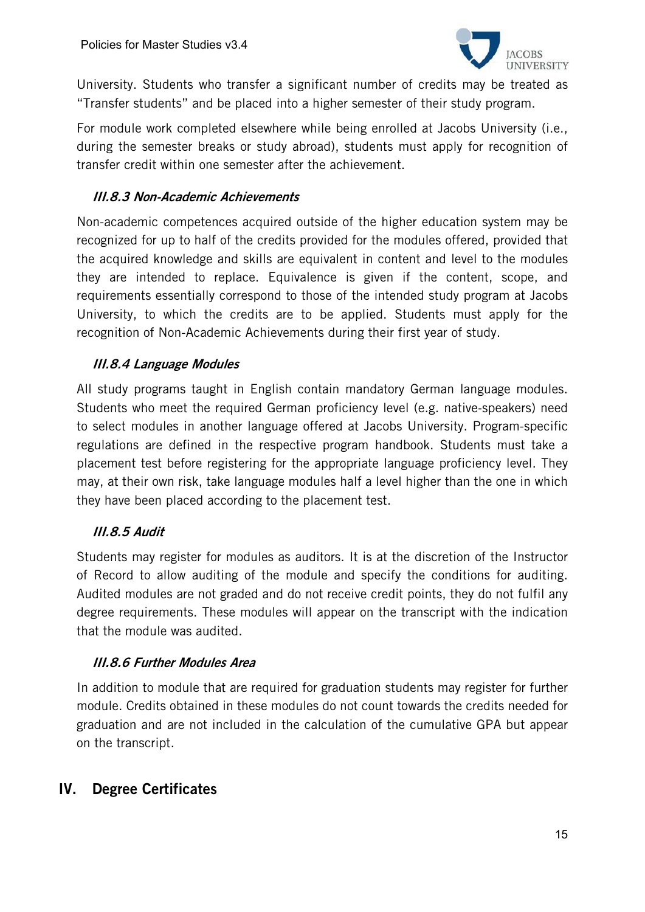University. Students who transfer a significant number of credits may be treated as "Transfer students" and be placed into a higher semester of their study program.

For module work completed elsewhere while being enrolled at Jacobs University (i.e., during the semester breaks or study abroad), students must apply for recognition of transfer credit within one semester after the achievement.

### *III.8.3 Non-Academic Achievements*

Non-academic competences acquired outside of the higher education system may be recognized for up to half of the credits provided for the modules offered, provided that the acquired knowledge and skills are equivalent in content and level to the modules they are intended to replace. Equivalence is given if the content, scope, and requirements essentially correspond to those of the intended study program at Jacobs University, to which the credits are to be applied. Students must apply for the recognition of Non-Academic Achievements during their first year of study.

### *III.8.4 Language Modules*

All study programs taught in English contain mandatory German language modules. Students who meet the required German proficiency level (e.g. native-speakers) need to select modules in another language offered at Jacobs University. Program-specific regulations are defined in the respective program handbook. Students must take a placement test before registering for the appropriate language proficiency level. They may, at their own risk, take language modules half a level higher than the one in which they have been placed according to the placement test.

### *III.8.5 Audit*

Students may register for modules as auditors. It is at the discretion of the Instructor of Record to allow auditing of the module and specify the conditions for auditing. Audited modules are not graded and do not receive credit points, they do not fulfil any degree requirements. These modules will appear on the transcript with the indication that the module was audited.

### *III.8.6 Further Modules Area*

In addition to module that are required for graduation students may register for further module. Credits obtained in these modules do not count towards the credits needed for graduation and are not included in the calculation of the cumulative GPA but appear on the transcript.

## IV. Degree Certificates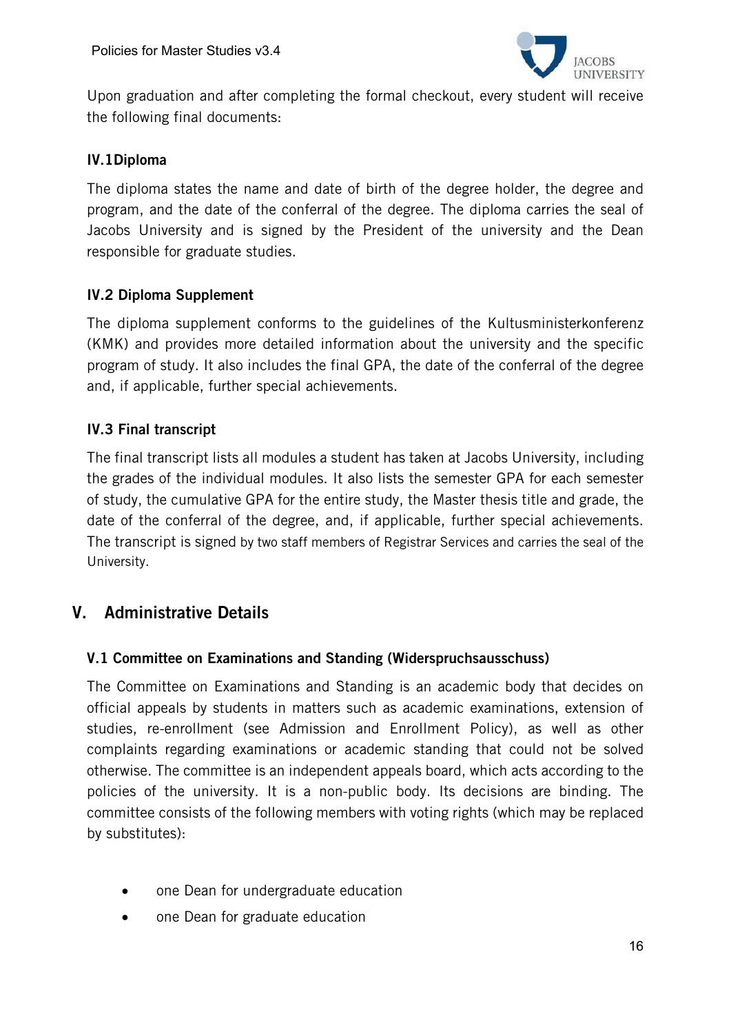Upon graduation and after completing the formal checkout, every student will receive the following final documents:

### IV.1 Diploma

The diploma states the name and date of birth of the degree holder, the degree and program, and the date of the conferral of the degree. The diploma carries the seal of Jacobs University and is signed by the President of the university and the Dean responsible for graduate studies.

### IV.2 Diploma Supplement

The diploma supplement conforms to the guidelines of the Kultusministerkonferenz (KMK) and provides more detailed information about the university and the specific program of study. It also includes the final GPA, the date of the conferral of the degree and, if applicable, further special achievements.

### IV.3 Final transcript

The final transcript lists all modules a student has taken at Jacobs University, including the grades of the individual modules. It also lists the semester GPA for each semester of study, the cumulative GPA for the entire study, the Master thesis title and grade, the date of the conferral of the degree, and, if applicable, further special achievements. The transcript is signed by two staff members of Registrar Services and carries the seal of the University.

## V. Administrative Details

### V.1 Committee on Examinations and Standing (Widerspruchsausschuss)

The Committee on Examinations and Standing is an academic body that decides on official appeals by students in matters such as academic examinations, extension of studies, re-enrollment (see Admission and Enrollment Policy), as well as other complaints regarding examinations or academic standing that could not be solved otherwise. The committee is an independent appeals board, which acts according to the policies of the university. It is a non-public body. Its decisions are binding. The committee consists of the following members with voting rights (which may be replaced by substitutes):

- one Dean for undergraduate education
- one Dean for graduate education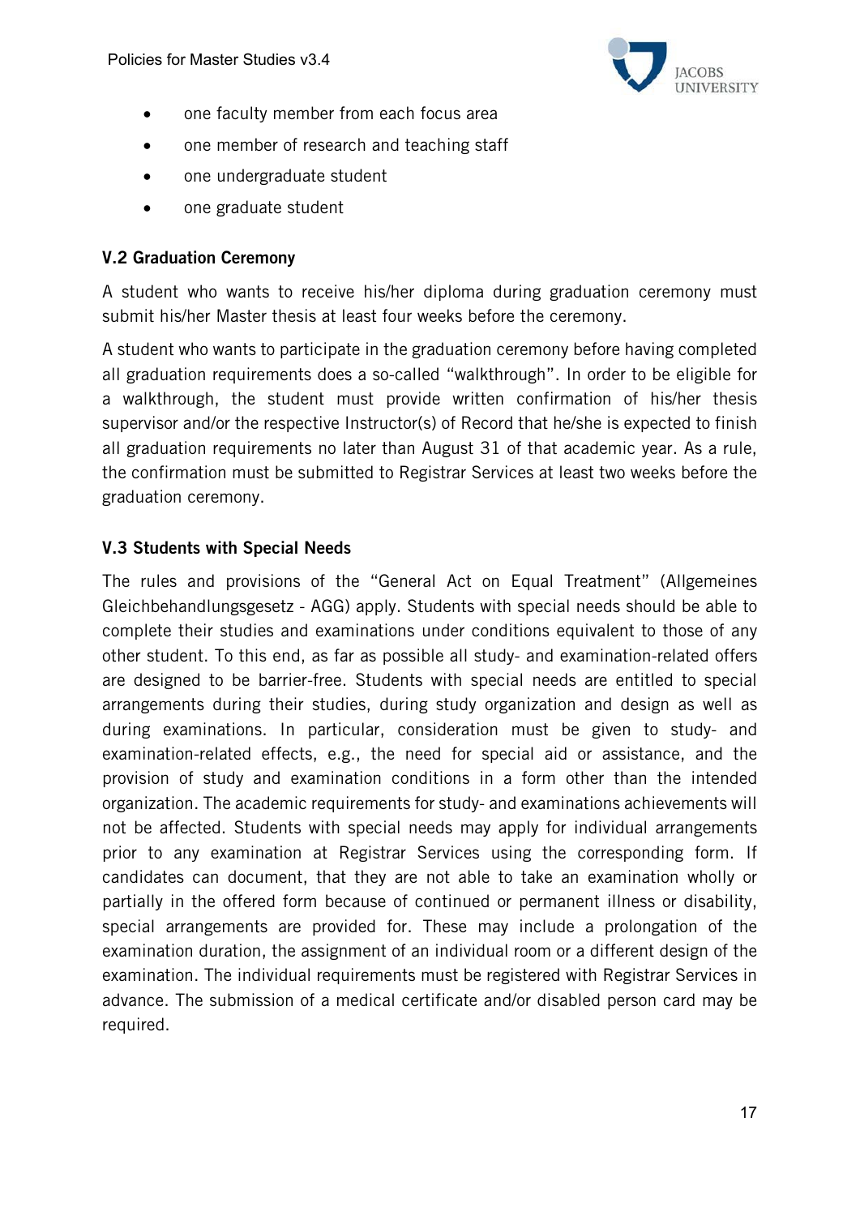- one faculty member from each focus area
- one member of research and teaching staff
- one undergraduate student
- one graduate student

### V.2 Graduation Ceremony

A student who wants to receive his/her diploma during graduation ceremony must submit his/her Master thesis at least four weeks before the ceremony.

A student who wants to participate in the graduation ceremony before having completed all graduation requirements does a so-called "walkthrough". In order to be eligible for a walkthrough, the student must provide written confirmation of his/her thesis supervisor and/or the respective Instructor(s) of Record that he/she is expected to finish all graduation requirements no later than August 31 of that academic year. As a rule, the confirmation must be submitted to Registrar Services at least two weeks before the graduation ceremony.

### V.3 Students with Special Needs

The rules and provisions of the "General Act on Equal Treatment" (Allgemeines Gleichbehandlungsgesetz - AGG) apply. Students with special needs should be able to complete their studies and examinations under conditions equivalent to those of any other student. To this end, as far as possible all study- and examination-related offers are designed to be barrier-free. Students with special needs are entitled to special arrangements during their studies, during study organization and design as well as during examinations. In particular, consideration must be given to study- and examination-related effects, e.g., the need for special aid or assistance, and the provision of study and examination conditions in a form other than the intended organization. The academic requirements for study- and examinations achievements will not be affected. Students with special needs may apply for individual arrangements prior to any examination at Registrar Services using the corresponding form. If candidates can document, that they are not able to take an examination wholly or partially in the offered form because of continued or permanent illness or disability, special arrangements are provided for. These may include a prolongation of the examination duration, the assignment of an individual room or a different design of the examination. The individual requirements must be registered with Registrar Services in advance. The submission of a medical certificate and/or disabled person card may be required.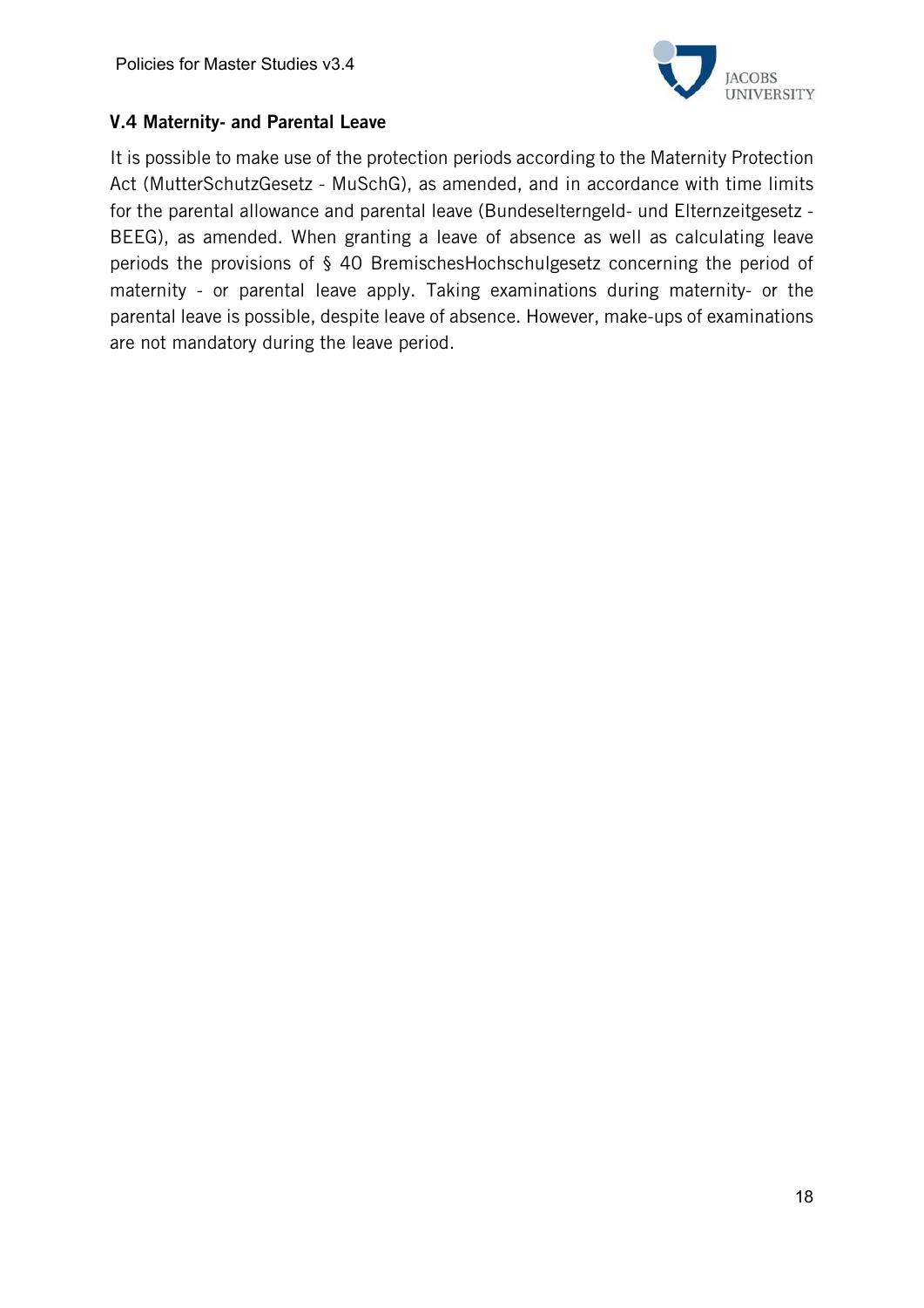### V.4 Maternity- and Parental Leave

It is possible to make use of the protection periods according to the Maternity Protection Act (MutterSchutzGesetz - MuSchG), as amended, and in accordance with time limits for the parental allowance and parental leave (Bundeselterngeld- und Elternzeitgesetz - BEEG), as amended. When granting a leave of absence as well as calculating leave periods the provisions of § 40 BremischesHochschulgesetz concerning the period of maternity - or parental leave apply. Taking examinations during maternity- or the parental leave is possible, despite leave of absence. However, make-ups of examinations are not mandatory during the leave period.